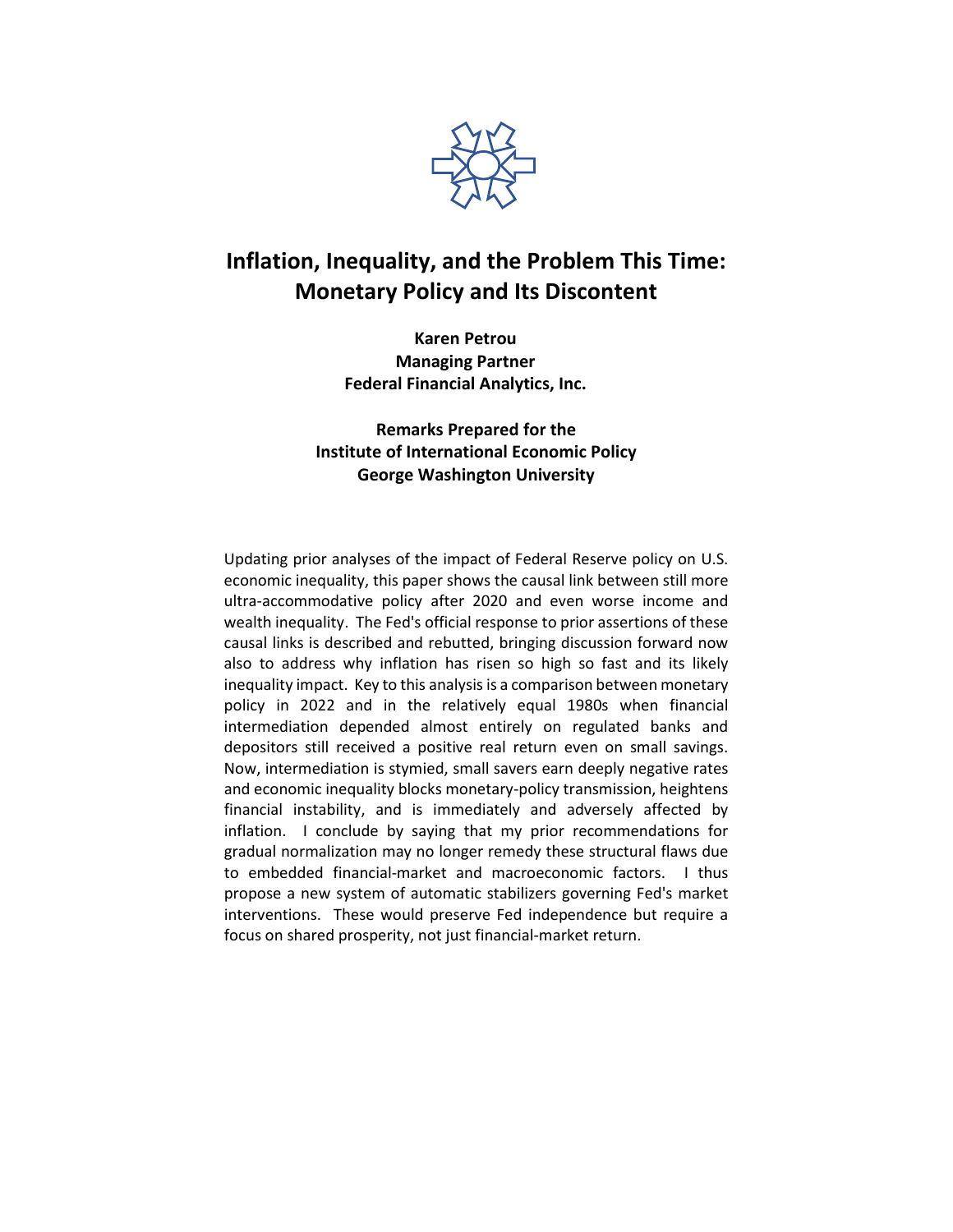# Inflation, Inequality, and the Problem This Time: Monetary Policy and Its Discontent

**Karen Petrou**
**Managing Partner**
**Federal Financial Analytics, Inc.**

**Remarks Prepared for the**
**Institute of International Economic Policy**
**George Washington University**

Updating prior analyses of the impact of Federal Reserve policy on U.S. economic inequality, this paper shows the causal link between still more ultra-accommodative policy after 2020 and even worse income and wealth inequality. The Fed's official response to prior assertions of these causal links is described and rebutted, bringing discussion forward now also to address why inflation has risen so high so fast and its likely inequality impact. Key to this analysis is a comparison between monetary policy in 2022 and in the relatively equal 1980s when financial intermediation depended almost entirely on regulated banks and depositors still received a positive real return even on small savings. Now, intermediation is stymied, small savers earn deeply negative rates and economic inequality blocks monetary-policy transmission, heightens financial instability, and is immediately and adversely affected by inflation. I conclude by saying that my prior recommendations for gradual normalization may no longer remedy these structural flaws due to embedded financial-market and macroeconomic factors. I thus propose a new system of automatic stabilizers governing Fed's market interventions. These would preserve Fed independence but require a focus on shared prosperity, not just financial-market return.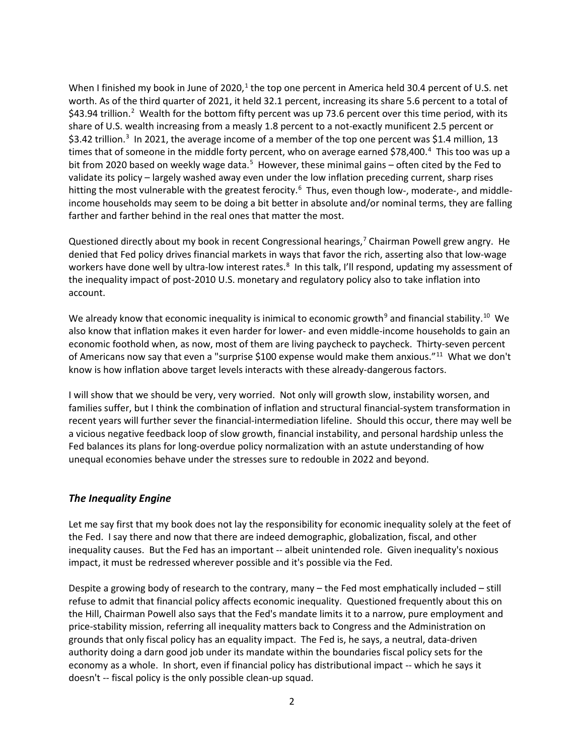When I finished my book in June of 2020,[1] the top one percent in America held 30.4 percent of U.S. net worth. As of the third quarter of 2021, it held 32.1 percent, increasing its share 5.6 percent to a total of $43.94 trillion.[2] Wealth for the bottom fifty percent was up 73.6 percent over this time period, with its share of U.S. wealth increasing from a measly 1.8 percent to a not-exactly munificent 2.5 percent or $3.42 trillion.[3] In 2021, the average income of a member of the top one percent was $1.4 million, 13 times that of someone in the middle forty percent, who on average earned $78,400.[4] This too was up a bit from 2020 based on weekly wage data.[5] However, these minimal gains – often cited by the Fed to validate its policy – largely washed away even under the low inflation preceding current, sharp rises hitting the most vulnerable with the greatest ferocity.[6] Thus, even though low-, moderate-, and middle-income households may seem to be doing a bit better in absolute and/or nominal terms, they are falling farther and farther behind in the real ones that matter the most.

Questioned directly about my book in recent Congressional hearings,[7] Chairman Powell grew angry. He denied that Fed policy drives financial markets in ways that favor the rich, asserting also that low-wage workers have done well by ultra-low interest rates.[8] In this talk, I'll respond, updating my assessment of the inequality impact of post-2010 U.S. monetary and regulatory policy also to take inflation into account.

We already know that economic inequality is inimical to economic growth[9] and financial stability.[10] We also know that inflation makes it even harder for lower- and even middle-income households to gain an economic foothold when, as now, most of them are living paycheck to paycheck. Thirty-seven percent of Americans now say that even a "surprise $100 expense would make them anxious."[11] What we don't know is how inflation above target levels interacts with these already-dangerous factors.

I will show that we should be very, very worried. Not only will growth slow, instability worsen, and families suffer, but I think the combination of inflation and structural financial-system transformation in recent years will further sever the financial-intermediation lifeline. Should this occur, there may well be a vicious negative feedback loop of slow growth, financial instability, and personal hardship unless the Fed balances its plans for long-overdue policy normalization with an astute understanding of how unequal economies behave under the stresses sure to redouble in 2022 and beyond.

### *The Inequality Engine*

Let me say first that my book does not lay the responsibility for economic inequality solely at the feet of the Fed. I say there and now that there are indeed demographic, globalization, fiscal, and other inequality causes. But the Fed has an important -- albeit unintended role. Given inequality's noxious impact, it must be redressed wherever possible and it's possible via the Fed.

Despite a growing body of research to the contrary, many – the Fed most emphatically included – still refuse to admit that financial policy affects economic inequality. Questioned frequently about this on the Hill, Chairman Powell also says that the Fed's mandate limits it to a narrow, pure employment and price-stability mission, referring all inequality matters back to Congress and the Administration on grounds that only fiscal policy has an equality impact. The Fed is, he says, a neutral, data-driven authority doing a darn good job under its mandate within the boundaries fiscal policy sets for the economy as a whole. In short, even if financial policy has distributional impact -- which he says it doesn't -- fiscal policy is the only possible clean-up squad.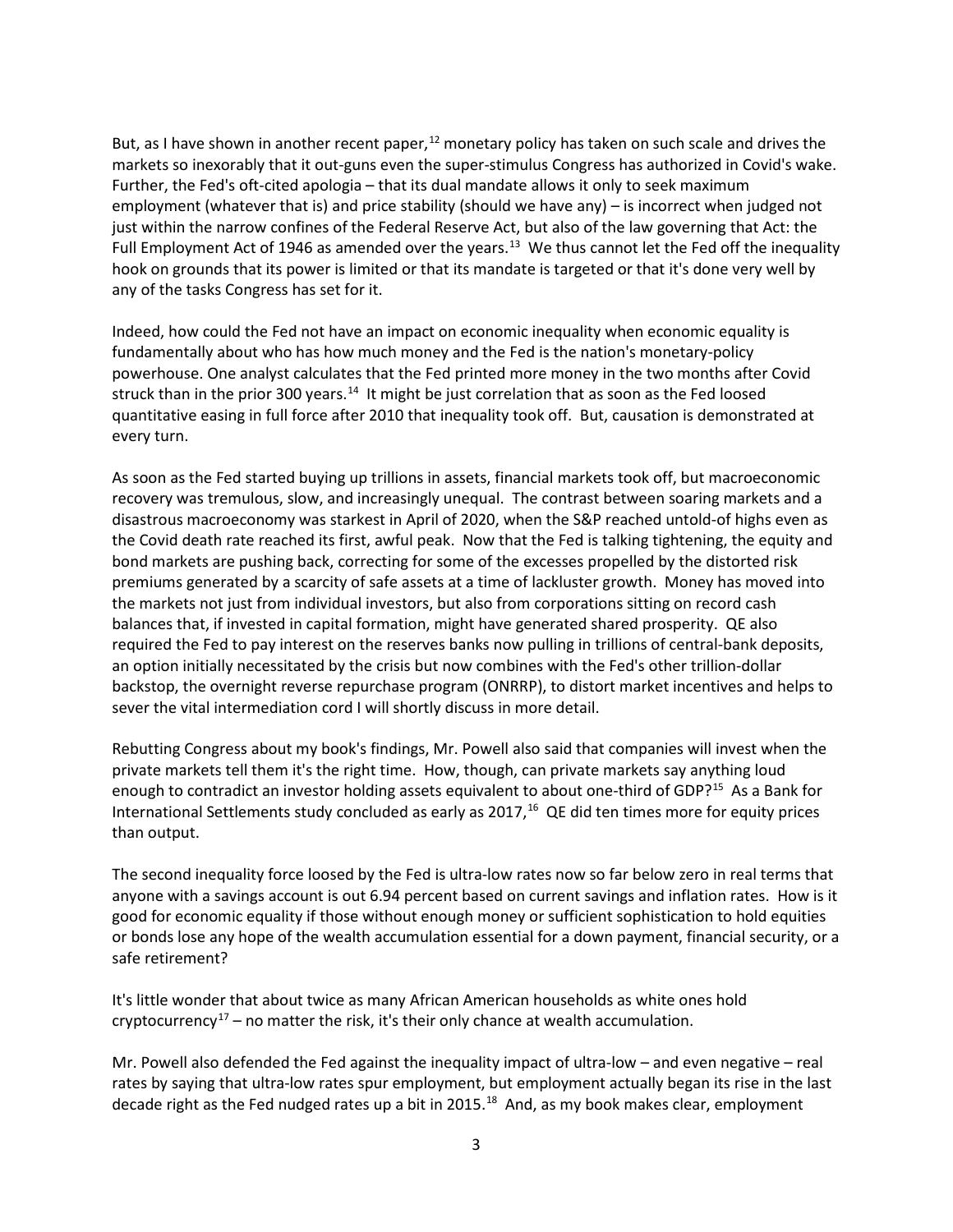But, as I have shown in another recent paper,[12] monetary policy has taken on such scale and drives the markets so inexorably that it out-guns even the super-stimulus Congress has authorized in Covid's wake. Further, the Fed's oft-cited apologia – that its dual mandate allows it only to seek maximum employment (whatever that is) and price stability (should we have any) – is incorrect when judged not just within the narrow confines of the Federal Reserve Act, but also of the law governing that Act: the Full Employment Act of 1946 as amended over the years.[13] We thus cannot let the Fed off the inequality hook on grounds that its power is limited or that its mandate is targeted or that it's done very well by any of the tasks Congress has set for it.

Indeed, how could the Fed not have an impact on economic inequality when economic equality is fundamentally about who has how much money and the Fed is the nation's monetary-policy powerhouse. One analyst calculates that the Fed printed more money in the two months after Covid struck than in the prior 300 years.[14] It might be just correlation that as soon as the Fed loosed quantitative easing in full force after 2010 that inequality took off. But, causation is demonstrated at every turn.

As soon as the Fed started buying up trillions in assets, financial markets took off, but macroeconomic recovery was tremulous, slow, and increasingly unequal. The contrast between soaring markets and a disastrous macroeconomy was starkest in April of 2020, when the S&P reached untold-of highs even as the Covid death rate reached its first, awful peak. Now that the Fed is talking tightening, the equity and bond markets are pushing back, correcting for some of the excesses propelled by the distorted risk premiums generated by a scarcity of safe assets at a time of lackluster growth. Money has moved into the markets not just from individual investors, but also from corporations sitting on record cash balances that, if invested in capital formation, might have generated shared prosperity. QE also required the Fed to pay interest on the reserves banks now pulling in trillions of central-bank deposits, an option initially necessitated by the crisis but now combines with the Fed's other trillion-dollar backstop, the overnight reverse repurchase program (ONRRP), to distort market incentives and helps to sever the vital intermediation cord I will shortly discuss in more detail.

Rebutting Congress about my book's findings, Mr. Powell also said that companies will invest when the private markets tell them it's the right time. How, though, can private markets say anything loud enough to contradict an investor holding assets equivalent to about one-third of GDP?[15] As a Bank for International Settlements study concluded as early as 2017,[16] QE did ten times more for equity prices than output.

The second inequality force loosed by the Fed is ultra-low rates now so far below zero in real terms that anyone with a savings account is out 6.94 percent based on current savings and inflation rates. How is it good for economic equality if those without enough money or sufficient sophistication to hold equities or bonds lose any hope of the wealth accumulation essential for a down payment, financial security, or a safe retirement?

It's little wonder that about twice as many African American households as white ones hold cryptocurrency[17] – no matter the risk, it's their only chance at wealth accumulation.

Mr. Powell also defended the Fed against the inequality impact of ultra-low – and even negative – real rates by saying that ultra-low rates spur employment, but employment actually began its rise in the last decade right as the Fed nudged rates up a bit in 2015.[18] And, as my book makes clear, employment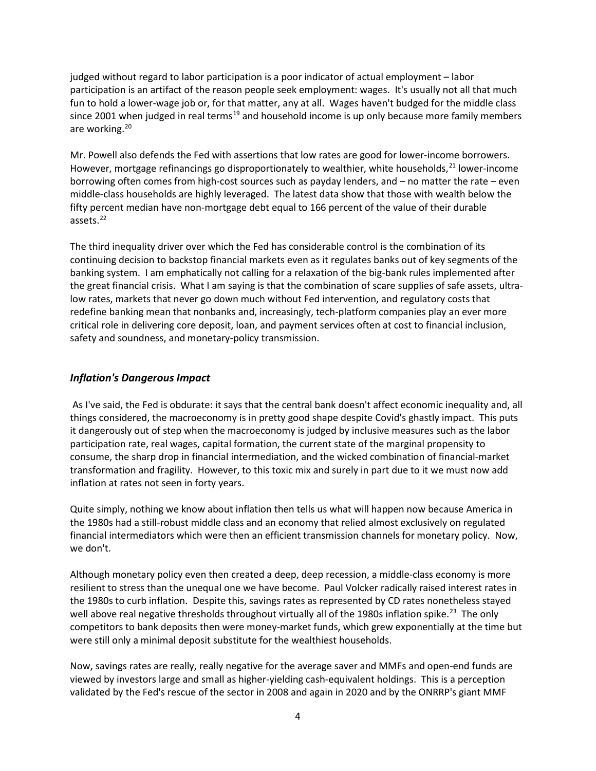judged without regard to labor participation is a poor indicator of actual employment – labor participation is an artifact of the reason people seek employment: wages. It's usually not all that much fun to hold a lower-wage job or, for that matter, any at all. Wages haven't budged for the middle class since 2001 when judged in real terms[19] and household income is up only because more family members are working.[20]

Mr. Powell also defends the Fed with assertions that low rates are good for lower-income borrowers. However, mortgage refinancings go disproportionately to wealthier, white households,[21] lower-income borrowing often comes from high-cost sources such as payday lenders, and – no matter the rate – even middle-class households are highly leveraged. The latest data show that those with wealth below the fifty percent median have non-mortgage debt equal to 166 percent of the value of their durable assets.[22]

The third inequality driver over which the Fed has considerable control is the combination of its continuing decision to backstop financial markets even as it regulates banks out of key segments of the banking system. I am emphatically not calling for a relaxation of the big-bank rules implemented after the great financial crisis. What I am saying is that the combination of scare supplies of safe assets, ultra-low rates, markets that never go down much without Fed intervention, and regulatory costs that redefine banking mean that nonbanks and, increasingly, tech-platform companies play an ever more critical role in delivering core deposit, loan, and payment services often at cost to financial inclusion, safety and soundness, and monetary-policy transmission.

### ***Inflation's Dangerous Impact***

As I've said, the Fed is obdurate: it says that the central bank doesn't affect economic inequality and, all things considered, the macroeconomy is in pretty good shape despite Covid's ghastly impact. This puts it dangerously out of step when the macroeconomy is judged by inclusive measures such as the labor participation rate, real wages, capital formation, the current state of the marginal propensity to consume, the sharp drop in financial intermediation, and the wicked combination of financial-market transformation and fragility. However, to this toxic mix and surely in part due to it we must now add inflation at rates not seen in forty years.

Quite simply, nothing we know about inflation then tells us what will happen now because America in the 1980s had a still-robust middle class and an economy that relied almost exclusively on regulated financial intermediators which were then an efficient transmission channels for monetary policy. Now, we don't.

Although monetary policy even then created a deep, deep recession, a middle-class economy is more resilient to stress than the unequal one we have become. Paul Volcker radically raised interest rates in the 1980s to curb inflation. Despite this, savings rates as represented by CD rates nonetheless stayed well above real negative thresholds throughout virtually all of the 1980s inflation spike.[23] The only competitors to bank deposits then were money-market funds, which grew exponentially at the time but were still only a minimal deposit substitute for the wealthiest households.

Now, savings rates are really, really negative for the average saver and MMFs and open-end funds are viewed by investors large and small as higher-yielding cash-equivalent holdings. This is a perception validated by the Fed's rescue of the sector in 2008 and again in 2020 and by the ONRRP's giant MMF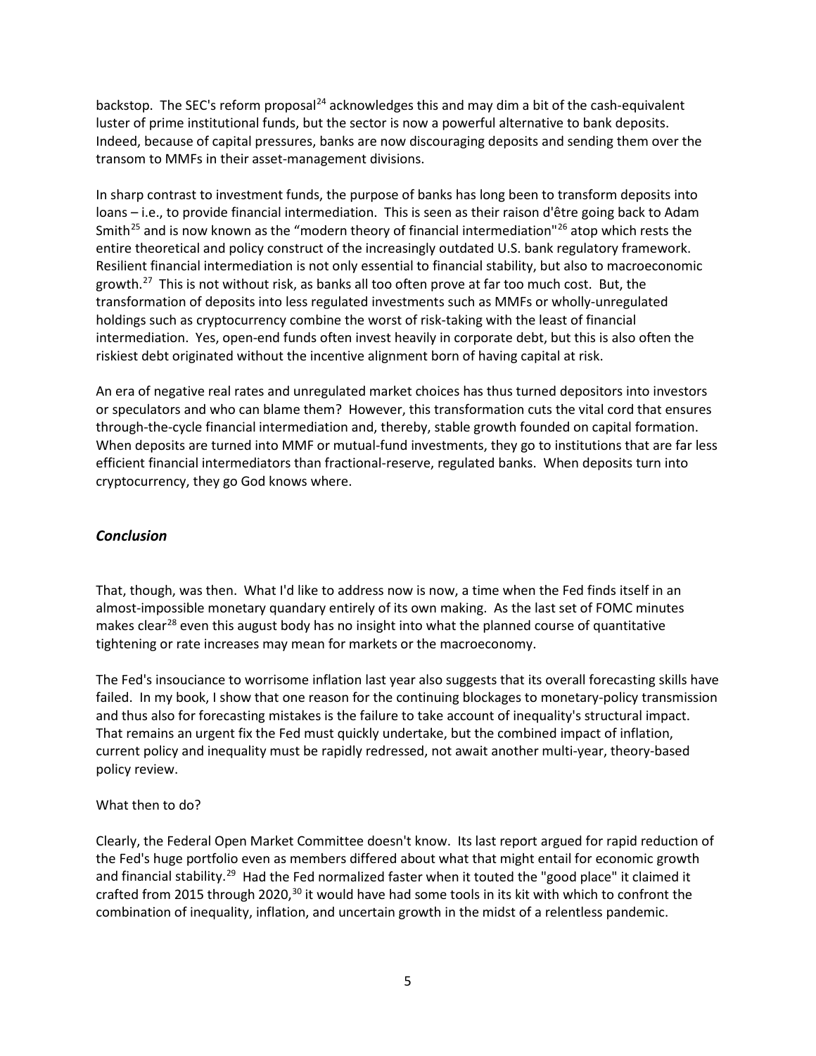backstop. The SEC's reform proposal[24] acknowledges this and may dim a bit of the cash-equivalent luster of prime institutional funds, but the sector is now a powerful alternative to bank deposits. Indeed, because of capital pressures, banks are now discouraging deposits and sending them over the transom to MMFs in their asset-management divisions.

In sharp contrast to investment funds, the purpose of banks has long been to transform deposits into loans – i.e., to provide financial intermediation. This is seen as their raison d'être going back to Adam Smith[25] and is now known as the "modern theory of financial intermediation"[26] atop which rests the entire theoretical and policy construct of the increasingly outdated U.S. bank regulatory framework. Resilient financial intermediation is not only essential to financial stability, but also to macroeconomic growth.[27] This is not without risk, as banks all too often prove at far too much cost. But, the transformation of deposits into less regulated investments such as MMFs or wholly-unregulated holdings such as cryptocurrency combine the worst of risk-taking with the least of financial intermediation. Yes, open-end funds often invest heavily in corporate debt, but this is also often the riskiest debt originated without the incentive alignment born of having capital at risk.

An era of negative real rates and unregulated market choices has thus turned depositors into investors or speculators and who can blame them? However, this transformation cuts the vital cord that ensures through-the-cycle financial intermediation and, thereby, stable growth founded on capital formation. When deposits are turned into MMF or mutual-fund investments, they go to institutions that are far less efficient financial intermediators than fractional-reserve, regulated banks. When deposits turn into cryptocurrency, they go God knows where.

## *Conclusion*

That, though, was then. What I'd like to address now is now, a time when the Fed finds itself in an almost-impossible monetary quandary entirely of its own making. As the last set of FOMC minutes makes clear[28] even this august body has no insight into what the planned course of quantitative tightening or rate increases may mean for markets or the macroeconomy.

The Fed's insouciance to worrisome inflation last year also suggests that its overall forecasting skills have failed. In my book, I show that one reason for the continuing blockages to monetary-policy transmission and thus also for forecasting mistakes is the failure to take account of inequality's structural impact. That remains an urgent fix the Fed must quickly undertake, but the combined impact of inflation, current policy and inequality must be rapidly redressed, not await another multi-year, theory-based policy review.

What then to do?

Clearly, the Federal Open Market Committee doesn't know. Its last report argued for rapid reduction of the Fed's huge portfolio even as members differed about what that might entail for economic growth and financial stability.[29] Had the Fed normalized faster when it touted the "good place" it claimed it crafted from 2015 through 2020,[30] it would have had some tools in its kit with which to confront the combination of inequality, inflation, and uncertain growth in the midst of a relentless pandemic.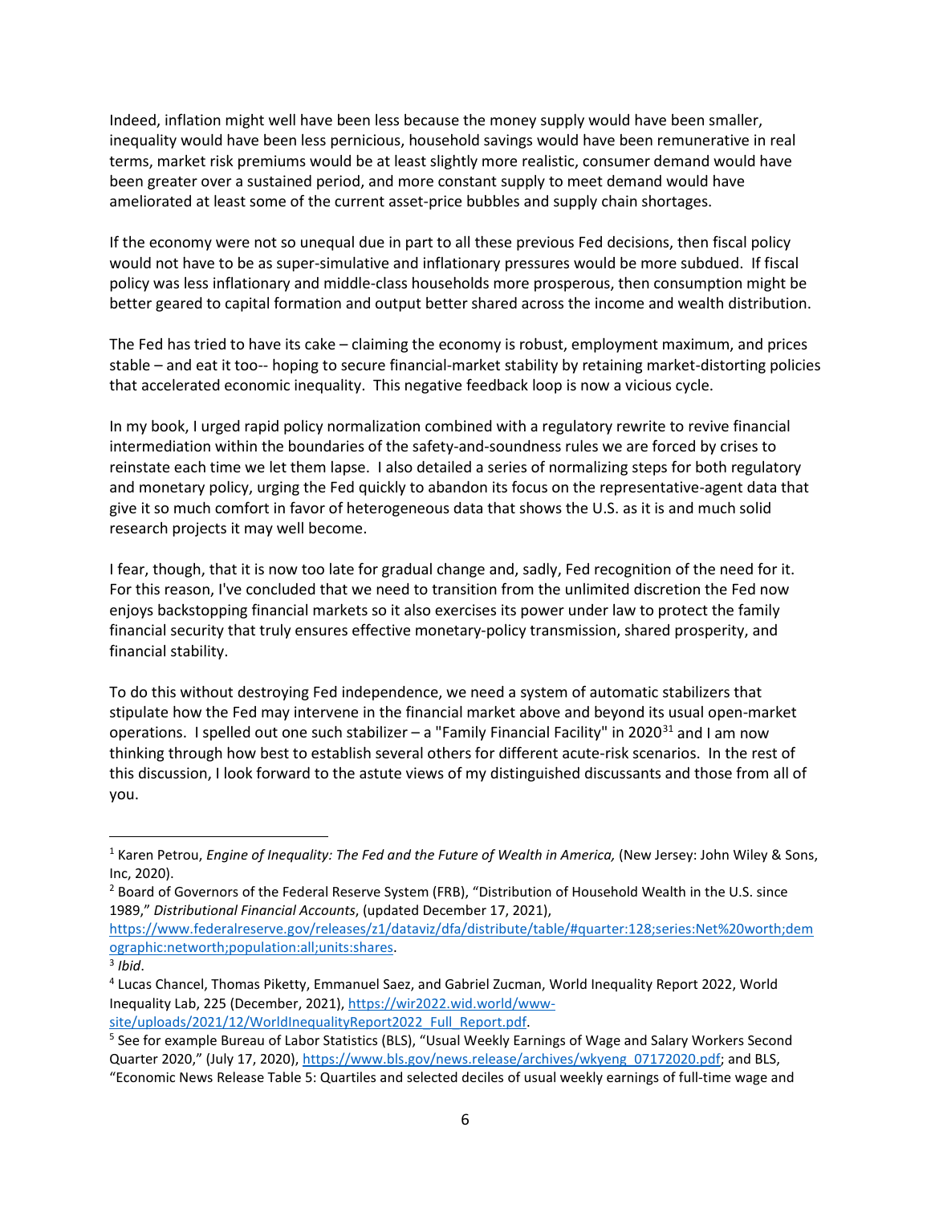Indeed, inflation might well have been less because the money supply would have been smaller, inequality would have been less pernicious, household savings would have been remunerative in real terms, market risk premiums would be at least slightly more realistic, consumer demand would have been greater over a sustained period, and more constant supply to meet demand would have ameliorated at least some of the current asset-price bubbles and supply chain shortages.

If the economy were not so unequal due in part to all these previous Fed decisions, then fiscal policy would not have to be as super-simulative and inflationary pressures would be more subdued. If fiscal policy was less inflationary and middle-class households more prosperous, then consumption might be better geared to capital formation and output better shared across the income and wealth distribution.

The Fed has tried to have its cake – claiming the economy is robust, employment maximum, and prices stable – and eat it too-- hoping to secure financial-market stability by retaining market-distorting policies that accelerated economic inequality. This negative feedback loop is now a vicious cycle.

In my book, I urged rapid policy normalization combined with a regulatory rewrite to revive financial intermediation within the boundaries of the safety-and-soundness rules we are forced by crises to reinstate each time we let them lapse. I also detailed a series of normalizing steps for both regulatory and monetary policy, urging the Fed quickly to abandon its focus on the representative-agent data that give it so much comfort in favor of heterogeneous data that shows the U.S. as it is and much solid research projects it may well become.

I fear, though, that it is now too late for gradual change and, sadly, Fed recognition of the need for it. For this reason, I've concluded that we need to transition from the unlimited discretion the Fed now enjoys backstopping financial markets so it also exercises its power under law to protect the family financial security that truly ensures effective monetary-policy transmission, shared prosperity, and financial stability.

To do this without destroying Fed independence, we need a system of automatic stabilizers that stipulate how the Fed may intervene in the financial market above and beyond its usual open-market operations. I spelled out one such stabilizer – a "Family Financial Facility" in 2020[31] and I am now thinking through how best to establish several others for different acute-risk scenarios. In the rest of this discussion, I look forward to the astute views of my distinguished discussants and those from all of you.

---

[1] Karen Petrou, *Engine of Inequality: The Fed and the Future of Wealth in America,* (New Jersey: John Wiley & Sons, Inc, 2020).

[2] Board of Governors of the Federal Reserve System (FRB), "Distribution of Household Wealth in the U.S. since 1989," *Distributional Financial Accounts*, (updated December 17, 2021), https://www.federalreserve.gov/releases/z1/dataviz/dfa/distribute/table/#quarter:128;series:Net%20worth;demographic:networth;population:all;units:shares.

[3] *Ibid*.

[4] Lucas Chancel, Thomas Piketty, Emmanuel Saez, and Gabriel Zucman, World Inequality Report 2022, World Inequality Lab, 225 (December, 2021), https://wir2022.wid.world/www-site/uploads/2021/12/WorldInequalityReport2022_Full_Report.pdf.

[5] See for example Bureau of Labor Statistics (BLS), "Usual Weekly Earnings of Wage and Salary Workers Second Quarter 2020," (July 17, 2020), https://www.bls.gov/news.release/archives/wkyeng_07172020.pdf; and BLS, "Economic News Release Table 5: Quartiles and selected deciles of usual weekly earnings of full-time wage and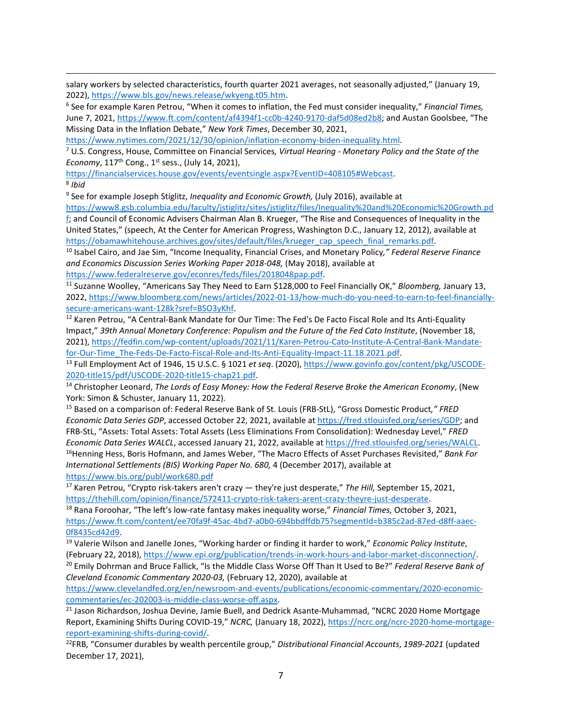salary workers by selected characteristics, fourth quarter 2021 averages, not seasonally adjusted," (January 19, 2022), https://www.bls.gov/news.release/wkyeng.t05.htm.

[6] See for example Karen Petrou, "When it comes to inflation, the Fed must consider inequality," *Financial Times,* June 7, 2021, https://www.ft.com/content/af4394f1-cc0b-4240-9170-daf5d08ed2b8; and Austan Goolsbee, "The Missing Data in the Inflation Debate," *New York Times*, December 30, 2021, https://www.nytimes.com/2021/12/30/opinion/inflation-economy-biden-inequality.html.

[7] U.S. Congress, House, Committee on Financial Services*, Virtual Hearing - Monetary Policy and the State of the Economy*, 117th Cong., 1st sess., (July 14, 2021), https://financialservices.house.gov/events/eventsingle.aspx?EventID=408105#Webcast.

[8] *Ibid*

[9] See for example Joseph Stiglitz, *Inequality and Economic Growth,* (July 2016), available at https://www8.gsb.columbia.edu/faculty/jstiglitz/sites/jstiglitz/files/Inequality%20and%20Economic%20Growth.pdf; and Council of Economic Advisers Chairman Alan B. Krueger, "The Rise and Consequences of Inequality in the United States," (speech, At the Center for American Progress, Washington D.C., January 12, 2012), available at https://obamawhitehouse.archives.gov/sites/default/files/krueger_cap_speech_final_remarks.pdf.

[10] Isabel Cairo, and Jae Sim, "Income Inequality, Financial Crises, and Monetary Policy*," Federal Reserve Finance and Economics Discussion Series Working Paper 2018-048,* (May 2018), available at https://www.federalreserve.gov/econres/feds/files/2018048pap.pdf.

[11] Suzanne Woolley, "Americans Say They Need to Earn $128,000 to Feel Financially OK," *Bloomberg,* January 13, 2022, https://www.bloomberg.com/news/articles/2022-01-13/how-much-do-you-need-to-earn-to-feel-financially-secure-americans-want-128k?sref=BSO3yKhf.

[12] Karen Petrou, "A Central-Bank Mandate for Our Time: The Fed's De Facto Fiscal Role and Its Anti-Equality Impact," *39th Annual Monetary Conference: Populism and the Future of the Fed Cato Institute*, (November 18, 2021), https://fedfin.com/wp-content/uploads/2021/11/Karen-Petrou-Cato-Institute-A-Central-Bank-Mandate-for-Our-Time_The-Feds-De-Facto-Fiscal-Role-and-Its-Anti-Equality-Impact-11.18.2021.pdf.

[13] Full Employment Act of 1946, 15 U.S.C. § 1021 *et seq*. (2020), https://www.govinfo.gov/content/pkg/USCODE-2020-title15/pdf/USCODE-2020-title15-chap21.pdf.

[14] Christopher Leonard, *The Lords of Easy Money: How the Federal Reserve Broke the American Economy*, (New York: Simon & Schuster, January 11, 2022).

[15] Based on a comparison of: Federal Reserve Bank of St. Louis (FRB-StL), "Gross Domestic Product*," FRED Economic Data Series GDP*, accessed October 22, 2021, available at https://fred.stlouisfed.org/series/GDP; and FRB-StL, "Assets: Total Assets: Total Assets (Less Eliminations From Consolidation): Wednesday Level," *FRED Economic Data Series WALCL*, accessed January 21, 2022, available at https://fred.stlouisfed.org/series/WALCL.

[16] Henning Hess, Boris Hofmann, and James Weber, "The Macro Effects of Asset Purchases Revisited," *Bank For International Settlements (BIS) Working Paper No. 680,* 4 (December 2017), available at https://www.bis.org/publ/work680.pdf

[17] Karen Petrou, "Crypto risk-takers aren't crazy — they're just desperate," *The Hill,* September 15, 2021, https://thehill.com/opinion/finance/572411-crypto-risk-takers-arent-crazy-theyre-just-desperate.

[18] Rana Foroohar, "The left's low-rate fantasy makes inequality worse," *Financial Times,* October 3, 2021, https://www.ft.com/content/ee70fa9f-45ac-4bd7-a0b0-694bbdffdb75?segmentId=b385c2ad-87ed-d8ff-aaec-0f8435cd42d9.

[19] Valerie Wilson and Janelle Jones, "Working harder or finding it harder to work," *Economic Policy Institute*, (February 22, 2018), https://www.epi.org/publication/trends-in-work-hours-and-labor-market-disconnection/.

[20] Emily Dohrman and Bruce Fallick, "Is the Middle Class Worse Off Than It Used to Be?" *Federal Reserve Bank of Cleveland Economic Commentary 2020-03,* (February 12, 2020), available at https://www.clevelandfed.org/en/newsroom-and-events/publications/economic-commentary/2020-economic-commentaries/ec-202003-is-middle-class-worse-off.aspx.

[21] Jason Richardson, Joshua Devine, Jamie Buell, and Dedrick Asante-Muhammad, "NCRC 2020 Home Mortgage Report, Examining Shifts During COVID-19," *NCRC,* (January 18, 2022), https://ncrc.org/ncrc-2020-home-mortgage-report-examining-shifts-during-covid/.

[22] FRB, "Consumer durables by wealth percentile group," *Distributional Financial Accounts*, *1989-2021* (updated December 17, 2021),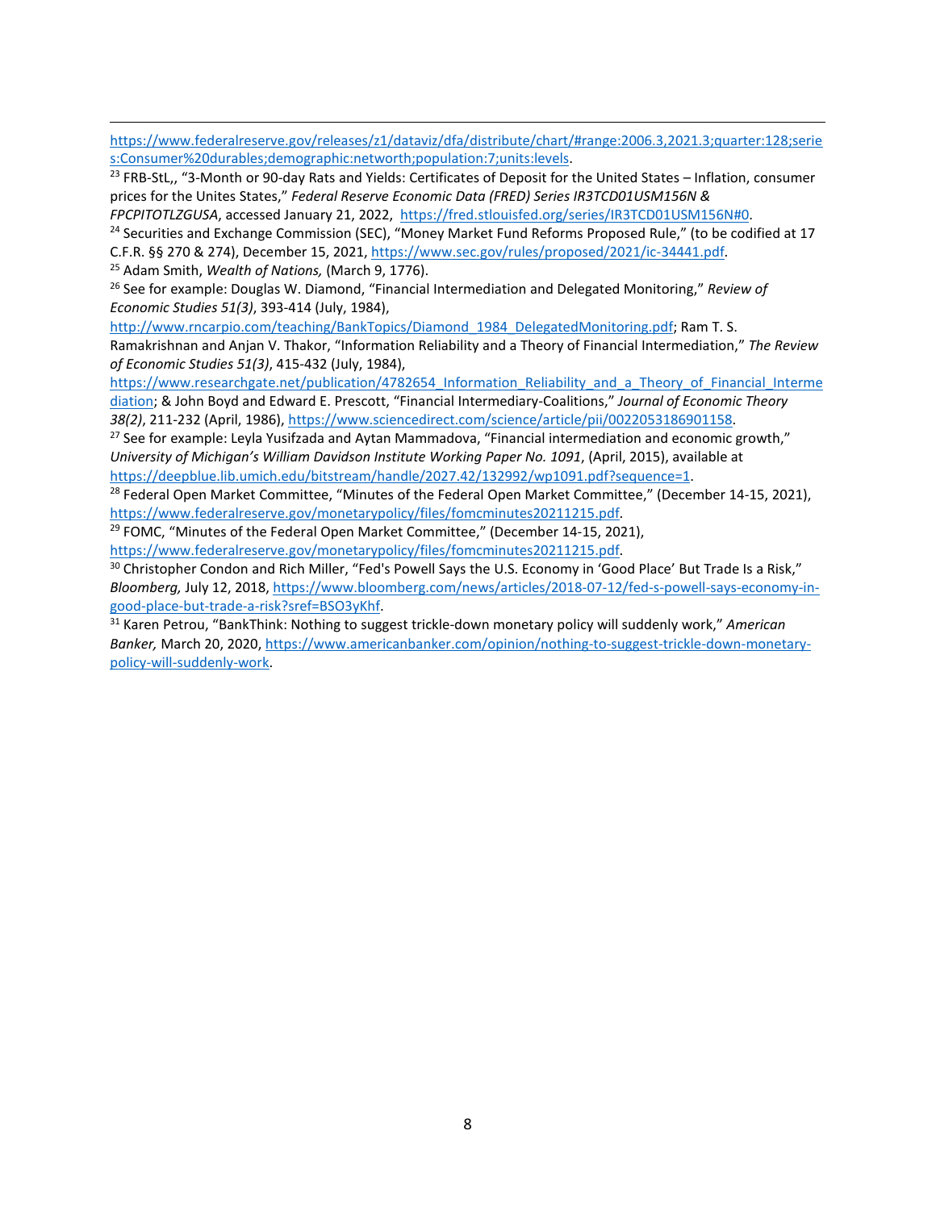https://www.federalreserve.gov/releases/z1/dataviz/dfa/distribute/chart/#range:2006.3,2021.3;quarter:128;series:Consumer%20durables;demographic:networth;population:7;units:levels.

[23] FRB-StL,, "3-Month or 90-day Rats and Yields: Certificates of Deposit for the United States – Inflation, consumer prices for the Unites States," *Federal Reserve Economic Data (FRED) Series IR3TCD01USM156N & FPCPITOTLZGUSA*, accessed January 21, 2022, https://fred.stlouisfed.org/series/IR3TCD01USM156N#0.

[24] Securities and Exchange Commission (SEC), "Money Market Fund Reforms Proposed Rule," (to be codified at 17 C.F.R. §§ 270 & 274), December 15, 2021, https://www.sec.gov/rules/proposed/2021/ic-34441.pdf.

[25] Adam Smith, *Wealth of Nations,* (March 9, 1776).

[26] See for example: Douglas W. Diamond, "Financial Intermediation and Delegated Monitoring," *Review of Economic Studies 51(3)*, 393-414 (July, 1984), http://www.rncarpio.com/teaching/BankTopics/Diamond_1984_DelegatedMonitoring.pdf; Ram T. S. Ramakrishnan and Anjan V. Thakor, "Information Reliability and a Theory of Financial Intermediation," *The Review of Economic Studies 51(3)*, 415-432 (July, 1984), https://www.researchgate.net/publication/4782654_Information_Reliability_and_a_Theory_of_Financial_Intermediation; & John Boyd and Edward E. Prescott, "Financial Intermediary-Coalitions," *Journal of Economic Theory 38(2)*, 211-232 (April, 1986), https://www.sciencedirect.com/science/article/pii/0022053186901158.

[27] See for example: Leyla Yusifzada and Aytan Mammadova, "Financial intermediation and economic growth," *University of Michigan's William Davidson Institute Working Paper No. 1091*, (April, 2015), available at https://deepblue.lib.umich.edu/bitstream/handle/2027.42/132992/wp1091.pdf?sequence=1.

[28] Federal Open Market Committee, "Minutes of the Federal Open Market Committee," (December 14-15, 2021), https://www.federalreserve.gov/monetarypolicy/files/fomcminutes20211215.pdf.

[29] FOMC, "Minutes of the Federal Open Market Committee," (December 14-15, 2021), https://www.federalreserve.gov/monetarypolicy/files/fomcminutes20211215.pdf.

[30] Christopher Condon and Rich Miller, "Fed's Powell Says the U.S. Economy in 'Good Place' But Trade Is a Risk," *Bloomberg,* July 12, 2018, https://www.bloomberg.com/news/articles/2018-07-12/fed-s-powell-says-economy-in-good-place-but-trade-a-risk?sref=BSO3yKhf.

[31] Karen Petrou, "BankThink: Nothing to suggest trickle-down monetary policy will suddenly work," *American Banker,* March 20, 2020, https://www.americanbanker.com/opinion/nothing-to-suggest-trickle-down-monetary-policy-will-suddenly-work.